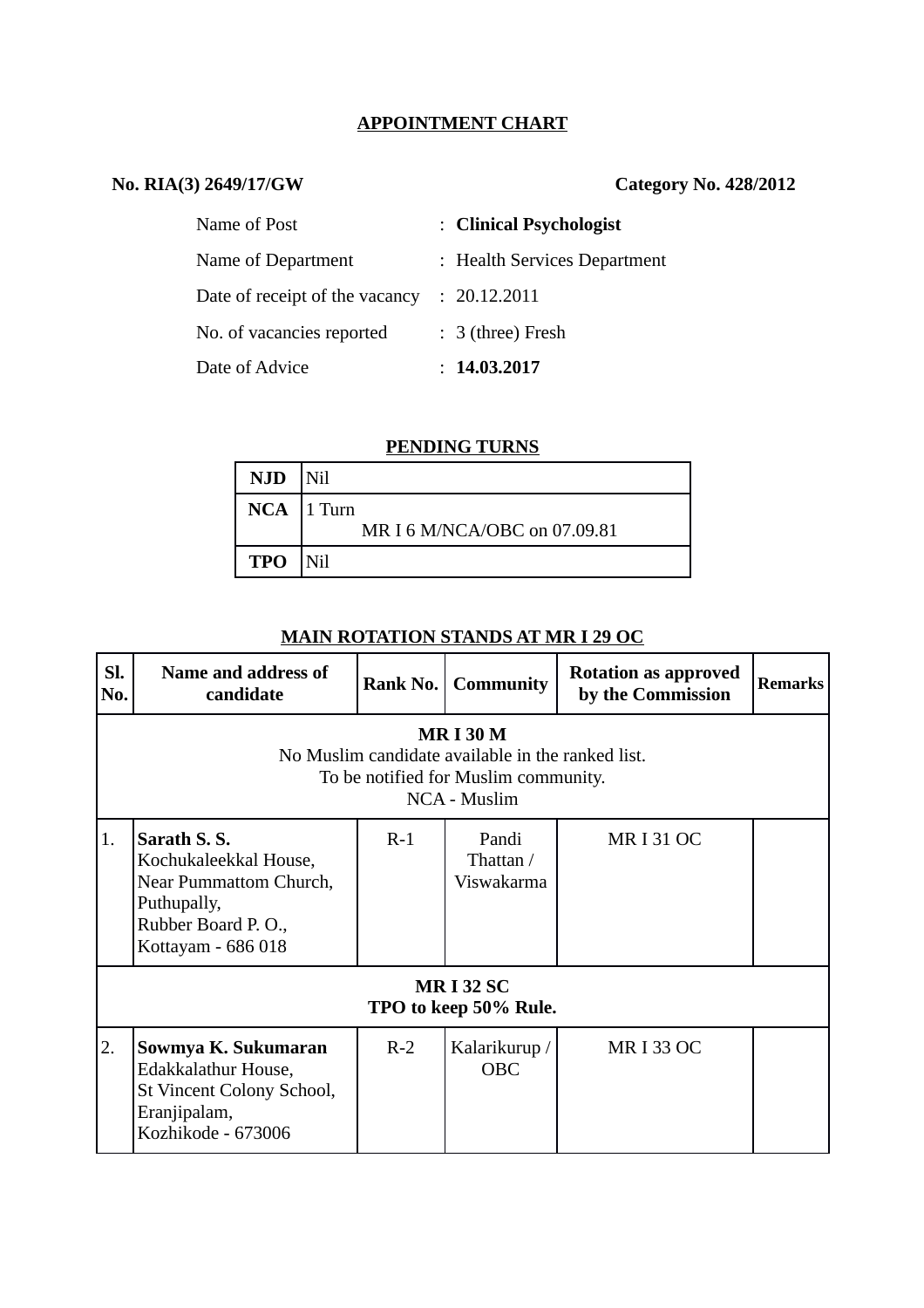## APPOINTMENT CHART

**No. RIA(3) 2649/17/GW** **Category No. 428/2012**

| | |
|---|---|
| Name of Post | : **Clinical Psychologist** |
| Name of Department | : Health Services Department |
| Date of receipt of the vacancy | : 20.12.2011 |
| No. of vacancies reported | : 3 (three) Fresh |
| Date of Advice | : **14.03.2017** |

### PENDING TURNS

| | |
|---|---|
| **NJD** | Nil |
| **NCA** | 1 Turn<br>MR I 6 M/NCA/OBC on 07.09.81 |
| **TPO** | Nil |

### MAIN ROTATION STANDS AT MR I 29 OC

| Sl. No. | Name and address of candidate | Rank No. | Community | Rotation as approved by the Commission | Remarks |
|---|---|---|---|---|---|
| **MR I 30 M**<br>No Muslim candidate available in the ranked list.<br>To be notified for Muslim community.<br>NCA - Muslim | | | | | |
| 1. | **Sarath S. S.**<br>Kochukaleekkal House,<br>Near Pummattom Church,<br>Puthupally,<br>Rubber Board P. O.,<br>Kottayam - 686 018 | R-1 | Pandi Thattan / Viswakarma | MR I 31 OC | |
| **MR I 32 SC**<br>**TPO to keep 50% Rule.** | | | | | |
| 2. | **Sowmya K. Sukumaran**<br>Edakkalathur House,<br>St Vincent Colony School,<br>Eranjipalam,<br>Kozhikode - 673006 | R-2 | Kalarikurup / OBC | MR I 33 OC | |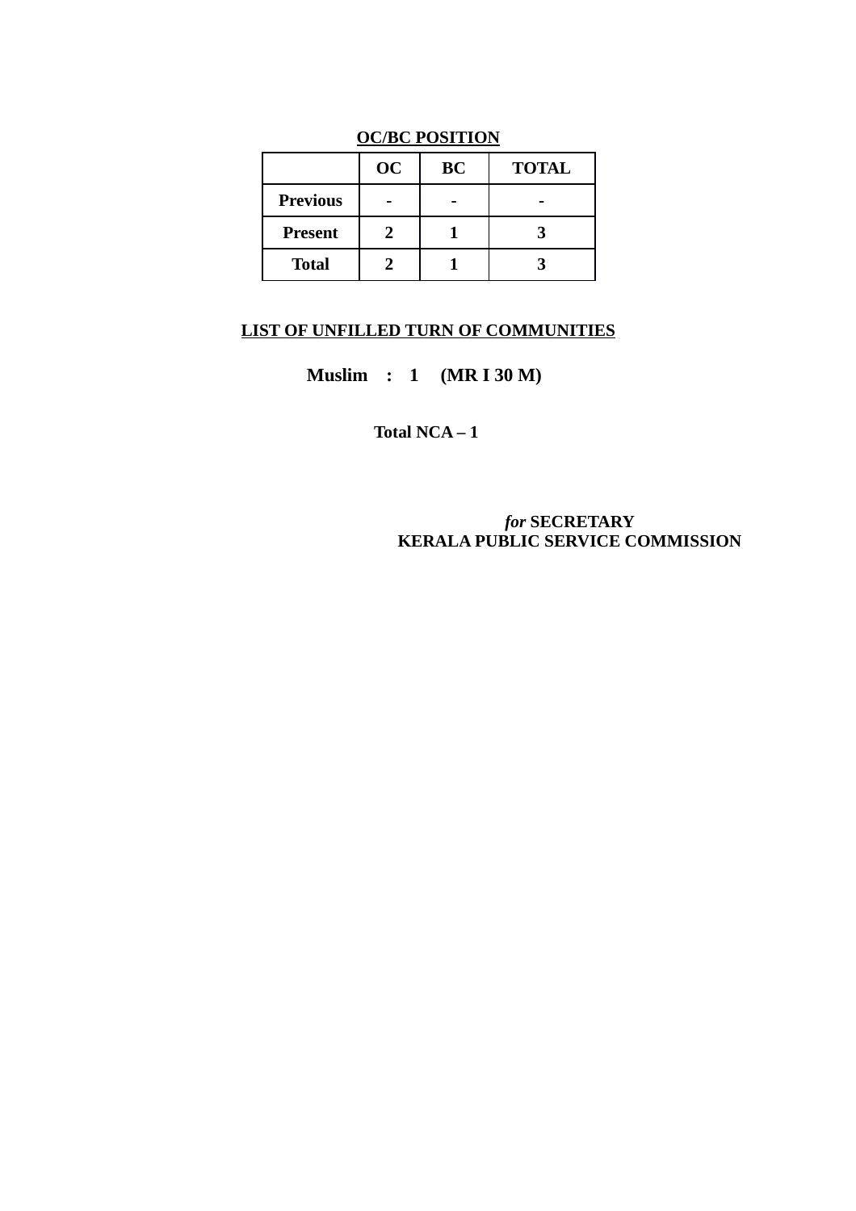**OC/BC POSITION**

| | OC | BC | TOTAL |
|---|---|---|---|
| **Previous** | - | - | - |
| **Present** | 2 | 1 | 3 |
| **Total** | 2 | 1 | 3 |

**LIST OF UNFILLED TURN OF COMMUNITIES**

**Muslim : 1 (MR I 30 M)**

**Total NCA – 1**

*for* **SECRETARY**
**KERALA PUBLIC SERVICE COMMISSION**